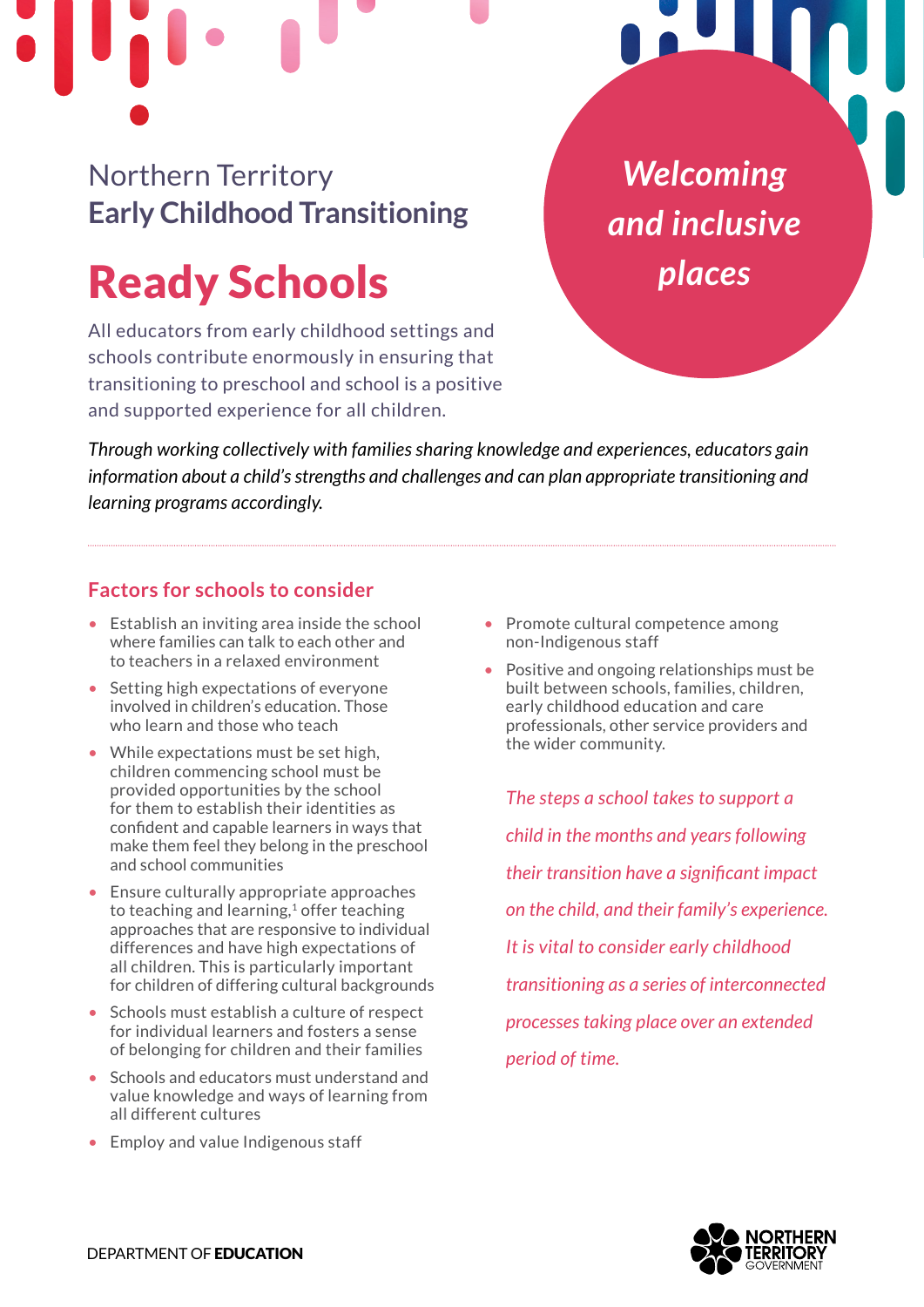Northern Territory
**Early Childhood Transitioning**

# Ready Schools

*Welcoming and inclusive places*

All educators from early childhood settings and schools contribute enormously in ensuring that transitioning to preschool and school is a positive and supported experience for all children.

*Through working collectively with families sharing knowledge and experiences, educators gain information about a child's strengths and challenges and can plan appropriate transitioning and learning programs accordingly.*

## Factors for schools to consider

- Establish an inviting area inside the school where families can talk to each other and to teachers in a relaxed environment
- Setting high expectations of everyone involved in children's education. Those who learn and those who teach
- While expectations must be set high, children commencing school must be provided opportunities by the school for them to establish their identities as confident and capable learners in ways that make them feel they belong in the preschool and school communities
- Ensure culturally appropriate approaches to teaching and learning,[1] offer teaching approaches that are responsive to individual differences and have high expectations of all children. This is particularly important for children of differing cultural backgrounds
- Schools must establish a culture of respect for individual learners and fosters a sense of belonging for children and their families
- Schools and educators must understand and value knowledge and ways of learning from all different cultures
- Employ and value Indigenous staff
- Promote cultural competence among non-Indigenous staff
- Positive and ongoing relationships must be built between schools, families, children, early childhood education and care professionals, other service providers and the wider community.

*The steps a school takes to support a child in the months and years following their transition have a significant impact on the child, and their family's experience. It is vital to consider early childhood transitioning as a series of interconnected processes taking place over an extended period of time.*

DEPARTMENT OF **EDUCATION**

NORTHERN TERRITORY GOVERNMENT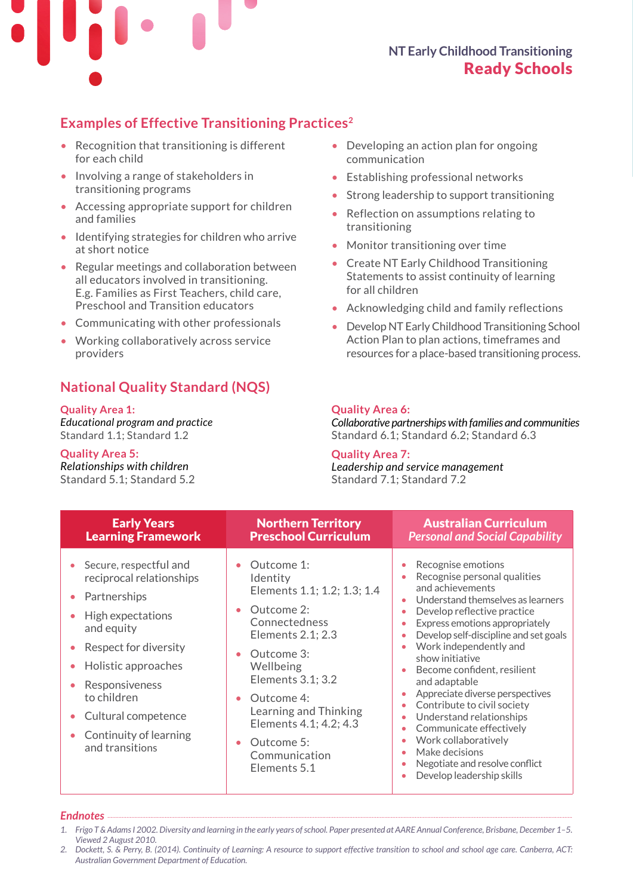NT Early Childhood Transitioning
**Ready Schools**

## Examples of Effective Transitioning Practices[2]

- Recognition that transitioning is different for each child
- Involving a range of stakeholders in transitioning programs
- Accessing appropriate support for children and families
- Identifying strategies for children who arrive at short notice
- Regular meetings and collaboration between all educators involved in transitioning. E.g. Families as First Teachers, child care, Preschool and Transition educators
- Communicating with other professionals
- Working collaboratively across service providers
- Developing an action plan for ongoing communication
- Establishing professional networks
- Strong leadership to support transitioning
- Reflection on assumptions relating to transitioning
- Monitor transitioning over time
- Create NT Early Childhood Transitioning Statements to assist continuity of learning for all children
- Acknowledging child and family reflections
- Develop NT Early Childhood Transitioning School Action Plan to plan actions, timeframes and resources for a place-based transitioning process.

## National Quality Standard (NQS)

**Quality Area 1:**
*Educational program and practice*
Standard 1.1; Standard 1.2

**Quality Area 5:**
*Relationships with children*
Standard 5.1; Standard 5.2

**Quality Area 6:**
*Collaborative partnerships with families and communities*
Standard 6.1; Standard 6.2; Standard 6.3

**Quality Area 7:**
*Leadership and service management*
Standard 7.1; Standard 7.2

| Early Years Learning Framework | Northern Territory Preschool Curriculum | Australian Curriculum *Personal and Social Capability* |
|---|---|---|
| • Secure, respectful and reciprocal relationships<br>• Partnerships<br>• High expectations and equity<br>• Respect for diversity<br>• Holistic approaches<br>• Responsiveness to children<br>• Cultural competence<br>• Continuity of learning and transitions | • Outcome 1: Identity Elements 1.1; 1.2; 1.3; 1.4<br>• Outcome 2: Connectedness Elements 2.1; 2.3<br>• Outcome 3: Wellbeing Elements 3.1; 3.2<br>• Outcome 4: Learning and Thinking Elements 4.1; 4.2; 4.3<br>• Outcome 5: Communication Elements 5.1 | • Recognise emotions<br>• Recognise personal qualities and achievements<br>• Understand themselves as learners<br>• Develop reflective practice<br>• Express emotions appropriately<br>• Develop self-discipline and set goals<br>• Work independently and show initiative<br>• Become confident, resilient and adaptable<br>• Appreciate diverse perspectives<br>• Contribute to civil society<br>• Understand relationships<br>• Communicate effectively<br>• Work collaboratively<br>• Make decisions<br>• Negotiate and resolve conflict<br>• Develop leadership skills |

### Endnotes

1. *Frigo T & Adams I 2002. Diversity and learning in the early years of school. Paper presented at AARE Annual Conference, Brisbane, December 1–5. Viewed 2 August 2010.*
2. *Dockett, S. & Perry, B. (2014). Continuity of Learning: A resource to support effective transition to school and school age care. Canberra, ACT: Australian Government Department of Education.*